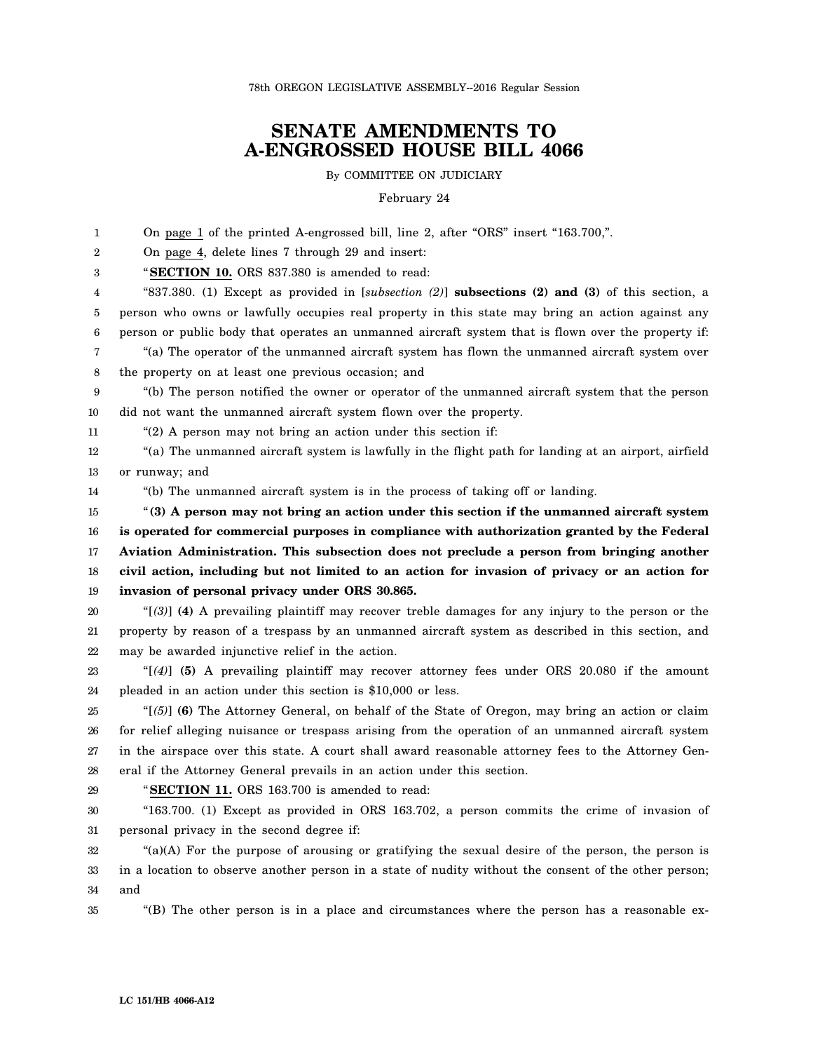78th OREGON LEGISLATIVE ASSEMBLY--2016 Regular Session

# SENATE AMENDMENTS TO A-ENGROSSED HOUSE BILL 4066

By COMMITTEE ON JUDICIARY

February 24

On page 1 of the printed A-engrossed bill, line 2, after "ORS" insert "163.700,".

On page 4, delete lines 7 through 29 and insert:

"**SECTION 10.** ORS 837.380 is amended to read:

"837.380. (1) Except as provided in [*subsection (2)*] **subsections (2) and (3)** of this section, a person who owns or lawfully occupies real property in this state may bring an action against any person or public body that operates an unmanned aircraft system that is flown over the property if:

"(a) The operator of the unmanned aircraft system has flown the unmanned aircraft system over the property on at least one previous occasion; and

"(b) The person notified the owner or operator of the unmanned aircraft system that the person did not want the unmanned aircraft system flown over the property.

"(2) A person may not bring an action under this section if:

"(a) The unmanned aircraft system is lawfully in the flight path for landing at an airport, airfield or runway; and

"(b) The unmanned aircraft system is in the process of taking off or landing.

"**(3) A person may not bring an action under this section if the unmanned aircraft system is operated for commercial purposes in compliance with authorization granted by the Federal Aviation Administration. This subsection does not preclude a person from bringing another civil action, including but not limited to an action for invasion of privacy or an action for invasion of personal privacy under ORS 30.865.**

"[*(3)*] **(4)** A prevailing plaintiff may recover treble damages for any injury to the person or the property by reason of a trespass by an unmanned aircraft system as described in this section, and may be awarded injunctive relief in the action.

"[*(4)*] **(5)** A prevailing plaintiff may recover attorney fees under ORS 20.080 if the amount pleaded in an action under this section is $10,000 or less.

"[*(5)*] **(6)** The Attorney General, on behalf of the State of Oregon, may bring an action or claim for relief alleging nuisance or trespass arising from the operation of an unmanned aircraft system in the airspace over this state. A court shall award reasonable attorney fees to the Attorney General if the Attorney General prevails in an action under this section.

"**SECTION 11.** ORS 163.700 is amended to read:

"163.700. (1) Except as provided in ORS 163.702, a person commits the crime of invasion of personal privacy in the second degree if:

"(a)(A) For the purpose of arousing or gratifying the sexual desire of the person, the person is in a location to observe another person in a state of nudity without the consent of the other person; and

"(B) The other person is in a place and circumstances where the person has a reasonable ex-

LC 151/HB 4066-A12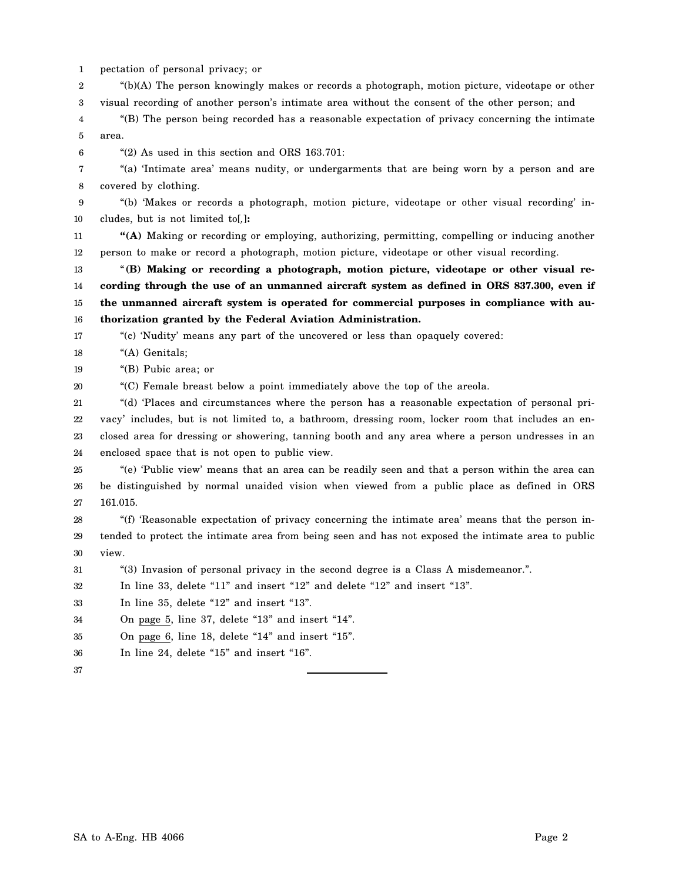pectation of personal privacy; or

"(b)(A) The person knowingly makes or records a photograph, motion picture, videotape or other visual recording of another person's intimate area without the consent of the other person; and

"(B) The person being recorded has a reasonable expectation of privacy concerning the intimate area.

"(2) As used in this section and ORS 163.701:

"(a) 'Intimate area' means nudity, or undergarments that are being worn by a person and are covered by clothing.

"(b) 'Makes or records a photograph, motion picture, videotape or other visual recording' includes, but is not limited to[,]**:**

**"(A)** Making or recording or employing, authorizing, permitting, compelling or inducing another person to make or record a photograph, motion picture, videotape or other visual recording.

"**(B) Making or recording a photograph, motion picture, videotape or other visual recording through the use of an unmanned aircraft system as defined in ORS 837.300, even if the unmanned aircraft system is operated for commercial purposes in compliance with authorization granted by the Federal Aviation Administration.**

"(c) 'Nudity' means any part of the uncovered or less than opaquely covered:

"(A) Genitals;

"(B) Pubic area; or

"(C) Female breast below a point immediately above the top of the areola.

"(d) 'Places and circumstances where the person has a reasonable expectation of personal privacy' includes, but is not limited to, a bathroom, dressing room, locker room that includes an enclosed area for dressing or showering, tanning booth and any area where a person undresses in an enclosed space that is not open to public view.

"(e) 'Public view' means that an area can be readily seen and that a person within the area can be distinguished by normal unaided vision when viewed from a public place as defined in ORS 161.015.

"(f) 'Reasonable expectation of privacy concerning the intimate area' means that the person intended to protect the intimate area from being seen and has not exposed the intimate area to public view.

"(3) Invasion of personal privacy in the second degree is a Class A misdemeanor.".

In line 33, delete "11" and insert "12" and delete "12" and insert "13".

In line 35, delete "12" and insert "13".

On page 5, line 37, delete "13" and insert "14".

On page 6, line 18, delete "14" and insert "15".

In line 24, delete "15" and insert "16".

---